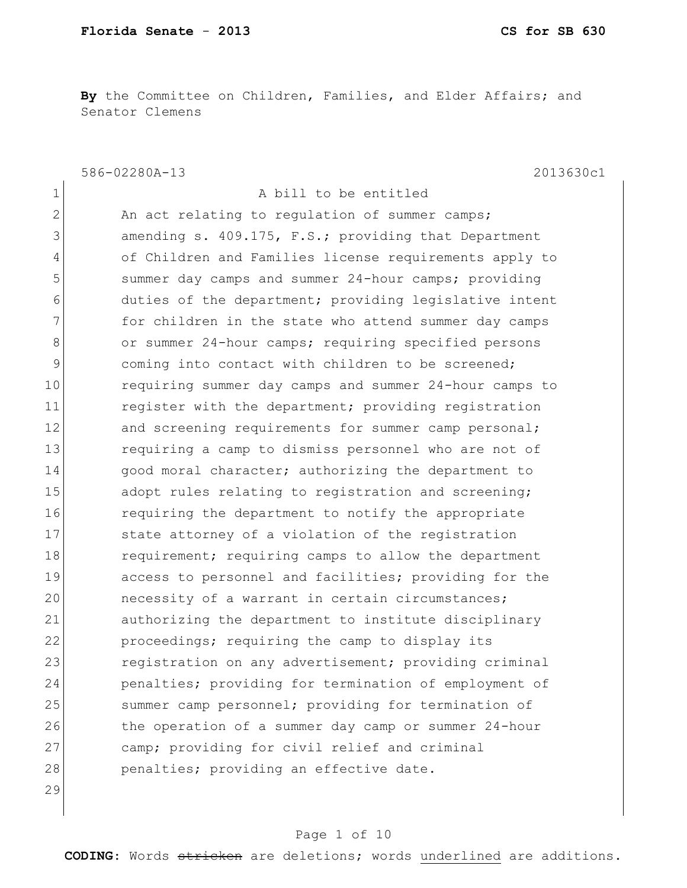**By** the Committee on Children, Families, and Elder Affairs; and Senator Clemens

586-02280A-13 2013630c1

1 A bill to be entitled
2 An act relating to regulation of summer camps;
3 amending s. 409.175, F.S.; providing that Department
4 of Children and Families license requirements apply to
5 summer day camps and summer 24-hour camps; providing
6 duties of the department; providing legislative intent
7 for children in the state who attend summer day camps
8 or summer 24-hour camps; requiring specified persons
9 coming into contact with children to be screened;
10 requiring summer day camps and summer 24-hour camps to
11 register with the department; providing registration
12 and screening requirements for summer camp personal;
13 requiring a camp to dismiss personnel who are not of
14 good moral character; authorizing the department to
15 adopt rules relating to registration and screening;
16 requiring the department to notify the appropriate
17 state attorney of a violation of the registration
18 requirement; requiring camps to allow the department
19 access to personnel and facilities; providing for the
20 necessity of a warrant in certain circumstances;
21 authorizing the department to institute disciplinary
22 proceedings; requiring the camp to display its
23 registration on any advertisement; providing criminal
24 penalties; providing for termination of employment of
25 summer camp personnel; providing for termination of
26 the operation of a summer day camp or summer 24-hour
27 camp; providing for civil relief and criminal
28 penalties; providing an effective date.
29

**CODING:** Words ~~stricken~~ are deletions; words <u>underlined</u> are additions.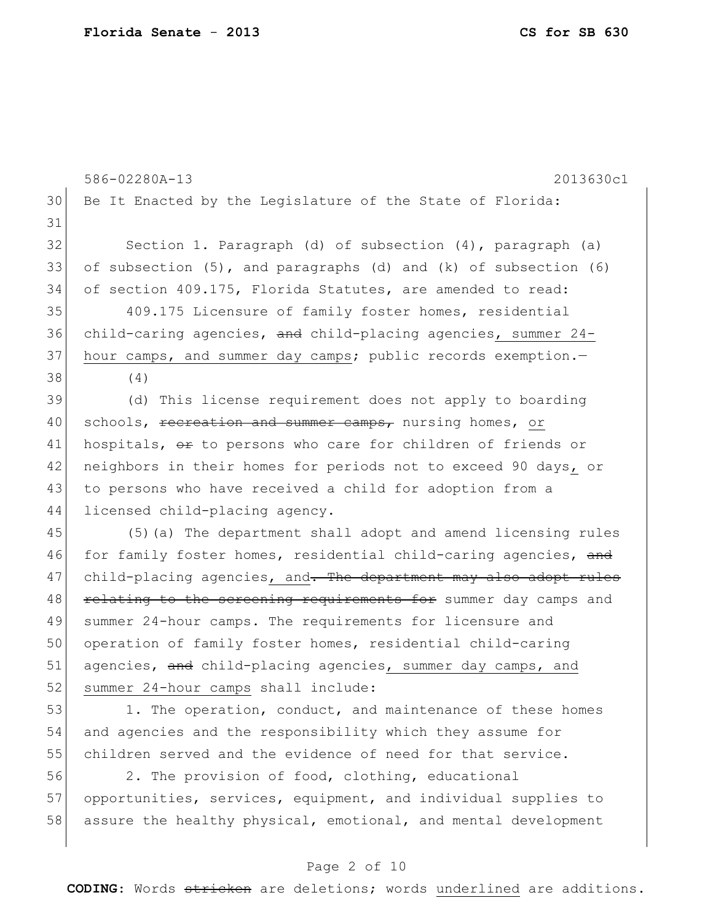586-02280A-13 2013630c1

30 Be It Enacted by the Legislature of the State of Florida:

31

32 Section 1. Paragraph (d) of subsection (4), paragraph (a)
33 of subsection (5), and paragraphs (d) and (k) of subsection (6)
34 of section 409.175, Florida Statutes, are amended to read:

35 409.175 Licensure of family foster homes, residential
36 child-caring agencies, ~~and~~ child-placing agencies<u>, summer 24-</u>
37 <u>hour camps, and summer day camps</u>; public records exemption.—

38 (4)

39 (d) This license requirement does not apply to boarding
40 schools, ~~recreation and summer camps,~~ nursing homes, <u>or</u>
41 hospitals, ~~or~~ to persons who care for children of friends or
42 neighbors in their homes for periods not to exceed 90 days<u>,</u> or
43 to persons who have received a child for adoption from a
44 licensed child-placing agency.

45 (5)(a) The department shall adopt and amend licensing rules
46 for family foster homes, residential child-caring agencies, ~~and~~
47 child-placing agencies<u>, and</u>~~. The department may also adopt rules~~
48 ~~relating to the screening requirements for~~ summer day camps and
49 summer 24-hour camps. The requirements for licensure and
50 operation of family foster homes, residential child-caring
51 agencies, ~~and~~ child-placing agencies<u>, summer day camps, and</u>
52 <u>summer 24-hour camps</u> shall include:

53 1. The operation, conduct, and maintenance of these homes
54 and agencies and the responsibility which they assume for
55 children served and the evidence of need for that service.

56 2. The provision of food, clothing, educational
57 opportunities, services, equipment, and individual supplies to
58 assure the healthy physical, emotional, and mental development

**CODING:** Words ~~stricken~~ are deletions; words <u>underlined</u> are additions.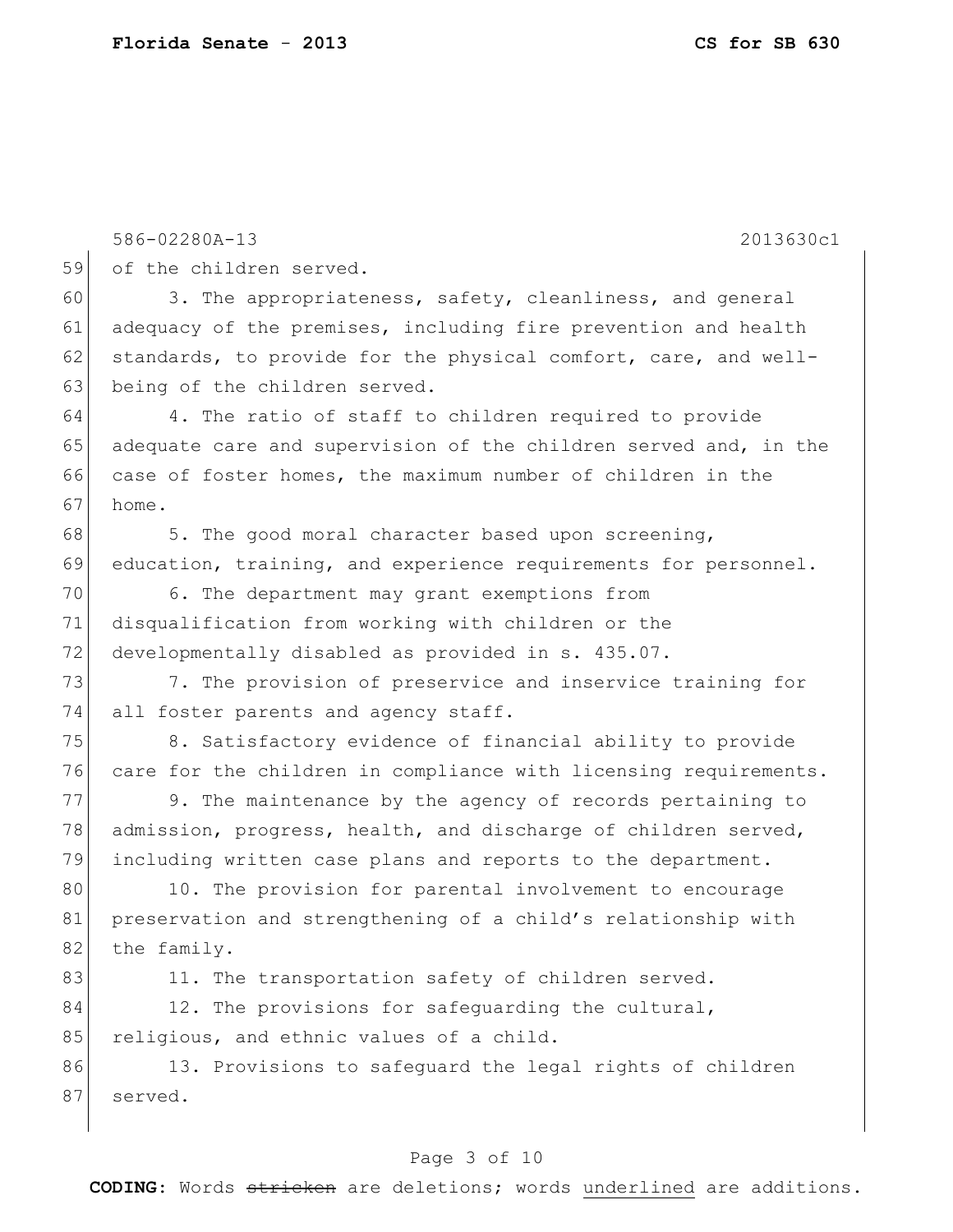of the children served.

3. The appropriateness, safety, cleanliness, and general adequacy of the premises, including fire prevention and health standards, to provide for the physical comfort, care, and well-being of the children served.

4. The ratio of staff to children required to provide adequate care and supervision of the children served and, in the case of foster homes, the maximum number of children in the home.

5. The good moral character based upon screening, education, training, and experience requirements for personnel.

6. The department may grant exemptions from disqualification from working with children or the developmentally disabled as provided in s. 435.07.

7. The provision of preservice and inservice training for all foster parents and agency staff.

8. Satisfactory evidence of financial ability to provide care for the children in compliance with licensing requirements.

9. The maintenance by the agency of records pertaining to admission, progress, health, and discharge of children served, including written case plans and reports to the department.

10. The provision for parental involvement to encourage preservation and strengthening of a child's relationship with the family.

11. The transportation safety of children served.

12. The provisions for safeguarding the cultural, religious, and ethnic values of a child.

13. Provisions to safeguard the legal rights of children served.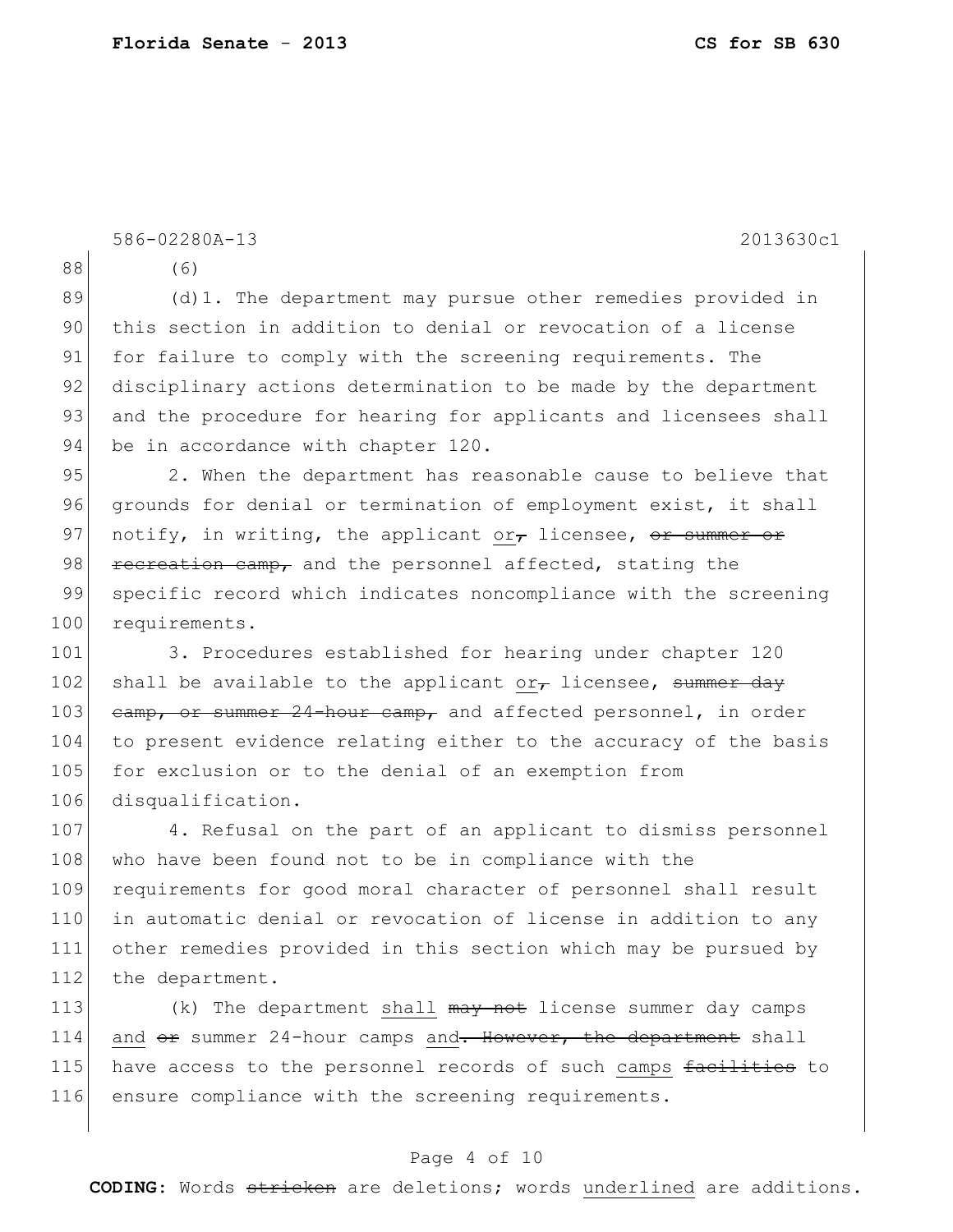586-02280A-13 2013630c1

(6)

(d)1. The department may pursue other remedies provided in this section in addition to denial or revocation of a license for failure to comply with the screening requirements. The disciplinary actions determination to be made by the department and the procedure for hearing for applicants and licensees shall be in accordance with chapter 120.

2. When the department has reasonable cause to believe that grounds for denial or termination of employment exist, it shall notify, in writing, the applicant <u>or</u>~~,~~ licensee, ~~or summer or recreation camp,~~ and the personnel affected, stating the specific record which indicates noncompliance with the screening requirements.

3. Procedures established for hearing under chapter 120 shall be available to the applicant <u>or</u>~~,~~ licensee, ~~summer day camp, or summer 24-hour camp,~~ and affected personnel, in order to present evidence relating either to the accuracy of the basis for exclusion or to the denial of an exemption from disqualification.

4. Refusal on the part of an applicant to dismiss personnel who have been found not to be in compliance with the requirements for good moral character of personnel shall result in automatic denial or revocation of license in addition to any other remedies provided in this section which may be pursued by the department.

(k) The department <u>shall</u> ~~may not~~ license summer day camps <u>and</u> ~~or~~ summer 24-hour camps <u>and</u>~~. However, the department~~ shall have access to the personnel records of such <u>camps</u> ~~facilities~~ to ensure compliance with the screening requirements.

**CODING:** Words ~~stricken~~ are deletions; words <u>underlined</u> are additions.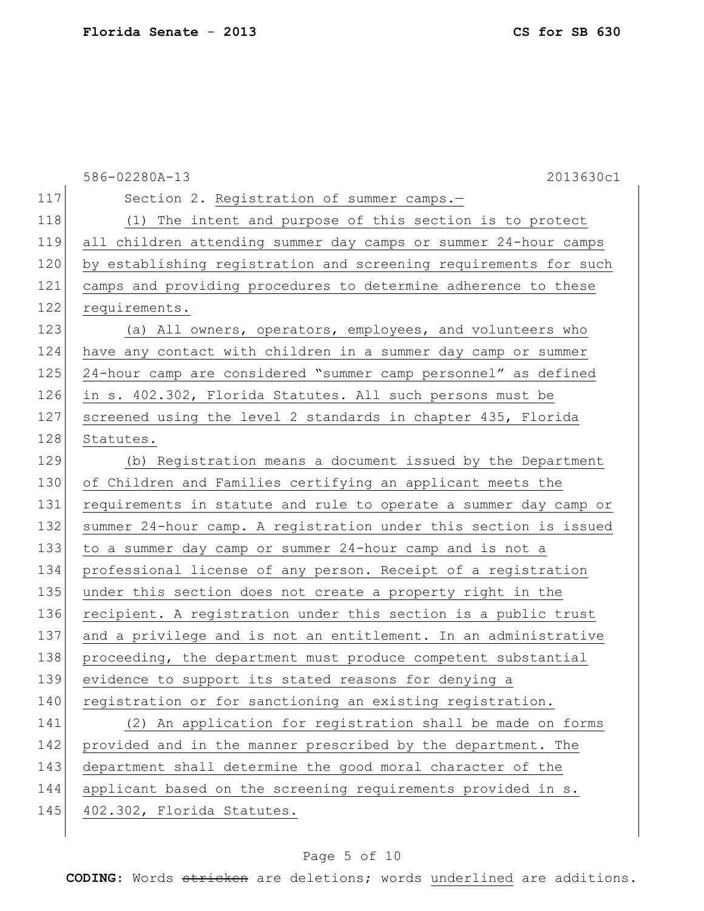586-02280A-13 2013630c1

Section 2. Registration of summer camps.—

(1) The intent and purpose of this section is to protect all children attending summer day camps or summer 24-hour camps by establishing registration and screening requirements for such camps and providing procedures to determine adherence to these requirements.

(a) All owners, operators, employees, and volunteers who have any contact with children in a summer day camp or summer 24-hour camp are considered "summer camp personnel" as defined in s. 402.302, Florida Statutes. All such persons must be screened using the level 2 standards in chapter 435, Florida Statutes.

(b) Registration means a document issued by the Department of Children and Families certifying an applicant meets the requirements in statute and rule to operate a summer day camp or summer 24-hour camp. A registration under this section is issued to a summer day camp or summer 24-hour camp and is not a professional license of any person. Receipt of a registration under this section does not create a property right in the recipient. A registration under this section is a public trust and a privilege and is not an entitlement. In an administrative proceeding, the department must produce competent substantial evidence to support its stated reasons for denying a registration or for sanctioning an existing registration.

(2) An application for registration shall be made on forms provided and in the manner prescribed by the department. The department shall determine the good moral character of the applicant based on the screening requirements provided in s. 402.302, Florida Statutes.

**CODING:** Words ~~stricken~~ are deletions; words underlined are additions.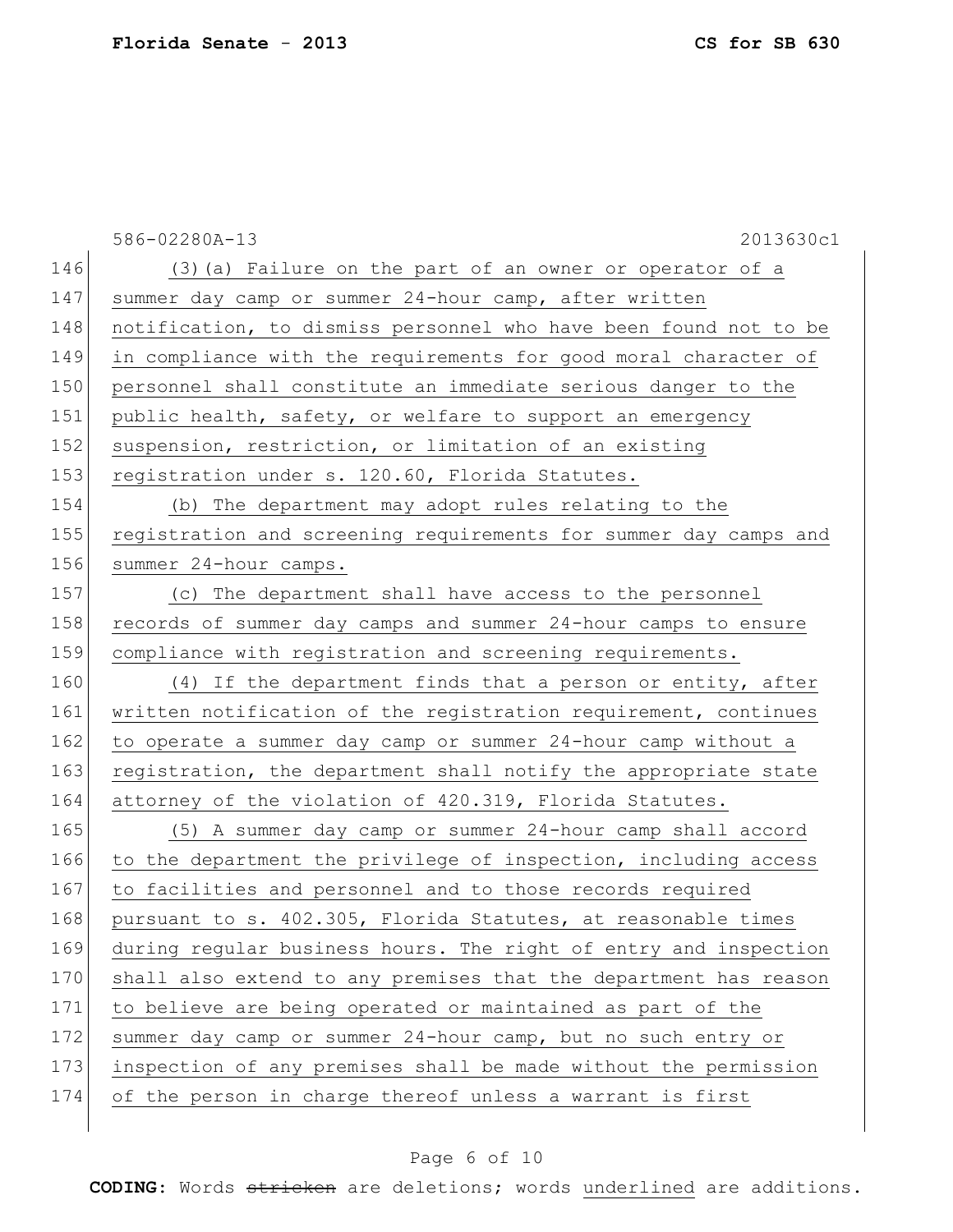586-02280A-13 2013630c1

146 (3)(a) Failure on the part of an owner or operator of a
147 summer day camp or summer 24-hour camp, after written
148 notification, to dismiss personnel who have been found not to be
149 in compliance with the requirements for good moral character of
150 personnel shall constitute an immediate serious danger to the
151 public health, safety, or welfare to support an emergency
152 suspension, restriction, or limitation of an existing
153 registration under s. 120.60, Florida Statutes.
154 (b) The department may adopt rules relating to the
155 registration and screening requirements for summer day camps and
156 summer 24-hour camps.
157 (c) The department shall have access to the personnel
158 records of summer day camps and summer 24-hour camps to ensure
159 compliance with registration and screening requirements.
160 (4) If the department finds that a person or entity, after
161 written notification of the registration requirement, continues
162 to operate a summer day camp or summer 24-hour camp without a
163 registration, the department shall notify the appropriate state
164 attorney of the violation of 420.319, Florida Statutes.
165 (5) A summer day camp or summer 24-hour camp shall accord
166 to the department the privilege of inspection, including access
167 to facilities and personnel and to those records required
168 pursuant to s. 402.305, Florida Statutes, at reasonable times
169 during regular business hours. The right of entry and inspection
170 shall also extend to any premises that the department has reason
171 to believe are being operated or maintained as part of the
172 summer day camp or summer 24-hour camp, but no such entry or
173 inspection of any premises shall be made without the permission
174 of the person in charge thereof unless a warrant is first

CODING: Words ~~stricken~~ are deletions; words underlined are additions.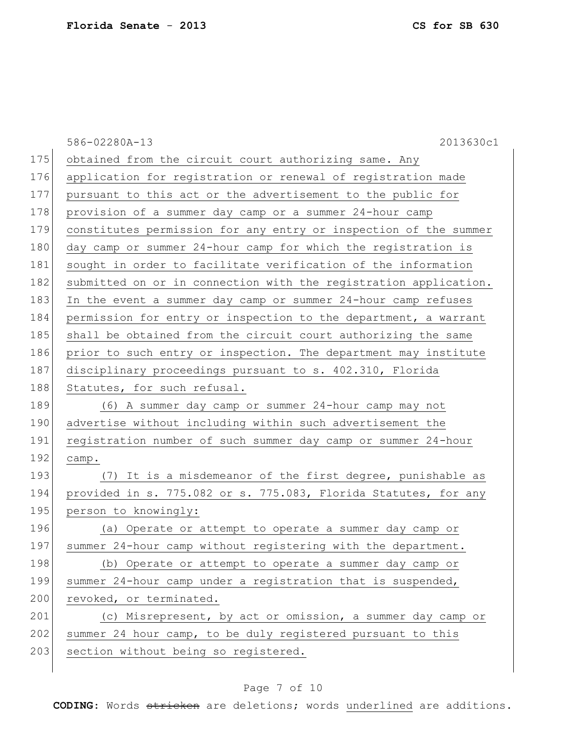obtained from the circuit court authorizing same. Any application for registration or renewal of registration made pursuant to this act or the advertisement to the public for provision of a summer day camp or a summer 24-hour camp constitutes permission for any entry or inspection of the summer day camp or summer 24-hour camp for which the registration is sought in order to facilitate verification of the information submitted on or in connection with the registration application. In the event a summer day camp or summer 24-hour camp refuses permission for entry or inspection to the department, a warrant shall be obtained from the circuit court authorizing the same prior to such entry or inspection. The department may institute disciplinary proceedings pursuant to s. 402.310, Florida Statutes, for such refusal.

(6) A summer day camp or summer 24-hour camp may not advertise without including within such advertisement the registration number of such summer day camp or summer 24-hour camp.

(7) It is a misdemeanor of the first degree, punishable as provided in s. 775.082 or s. 775.083, Florida Statutes, for any person to knowingly:

(a) Operate or attempt to operate a summer day camp or summer 24-hour camp without registering with the department.

(b) Operate or attempt to operate a summer day camp or summer 24-hour camp under a registration that is suspended, revoked, or terminated.

(c) Misrepresent, by act or omission, a summer day camp or summer 24 hour camp, to be duly registered pursuant to this section without being so registered.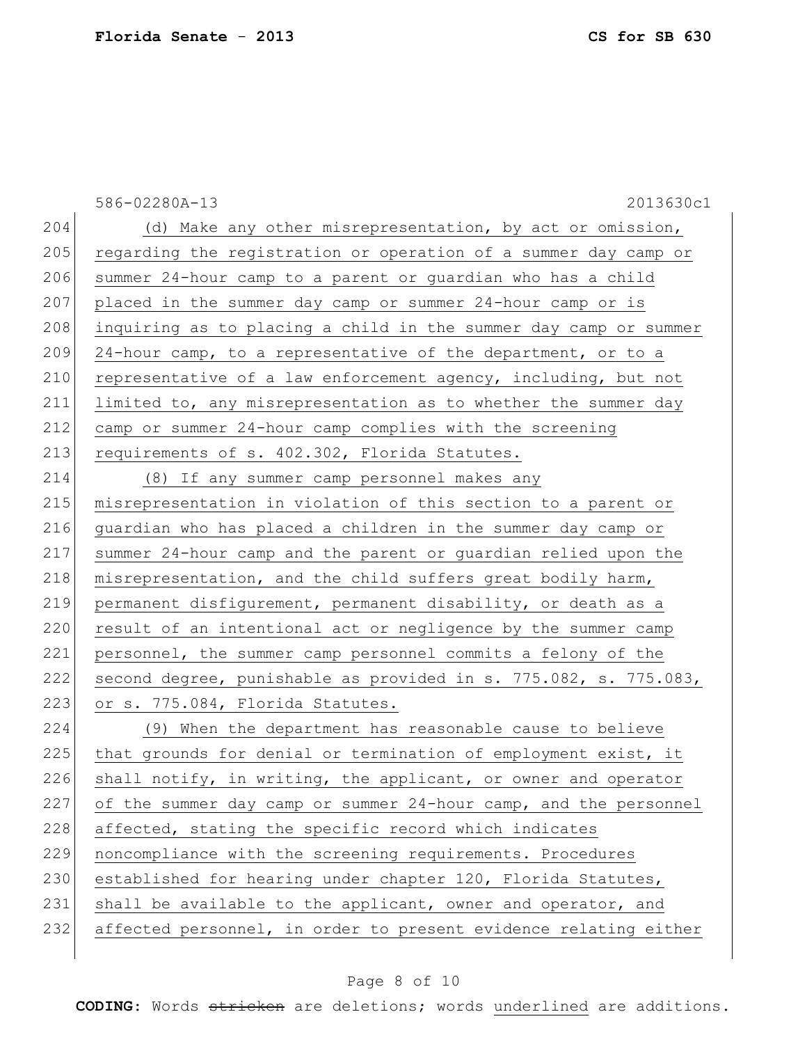586-02280A-13 2013630c1

204 (d) Make any other misrepresentation, by act or omission,
205 regarding the registration or operation of a summer day camp or
206 summer 24-hour camp to a parent or guardian who has a child
207 placed in the summer day camp or summer 24-hour camp or is
208 inquiring as to placing a child in the summer day camp or summer
209 24-hour camp, to a representative of the department, or to a
210 representative of a law enforcement agency, including, but not
211 limited to, any misrepresentation as to whether the summer day
212 camp or summer 24-hour camp complies with the screening
213 requirements of s. 402.302, Florida Statutes.

214 (8) If any summer camp personnel makes any
215 misrepresentation in violation of this section to a parent or
216 guardian who has placed a children in the summer day camp or
217 summer 24-hour camp and the parent or guardian relied upon the
218 misrepresentation, and the child suffers great bodily harm,
219 permanent disfigurement, permanent disability, or death as a
220 result of an intentional act or negligence by the summer camp
221 personnel, the summer camp personnel commits a felony of the
222 second degree, punishable as provided in s. 775.082, s. 775.083,
223 or s. 775.084, Florida Statutes.

224 (9) When the department has reasonable cause to believe
225 that grounds for denial or termination of employment exist, it
226 shall notify, in writing, the applicant, or owner and operator
227 of the summer day camp or summer 24-hour camp, and the personnel
228 affected, stating the specific record which indicates
229 noncompliance with the screening requirements. Procedures
230 established for hearing under chapter 120, Florida Statutes,
231 shall be available to the applicant, owner and operator, and
232 affected personnel, in order to present evidence relating either

**CODING:** Words ~~stricken~~ are deletions; words <u>underlined</u> are additions.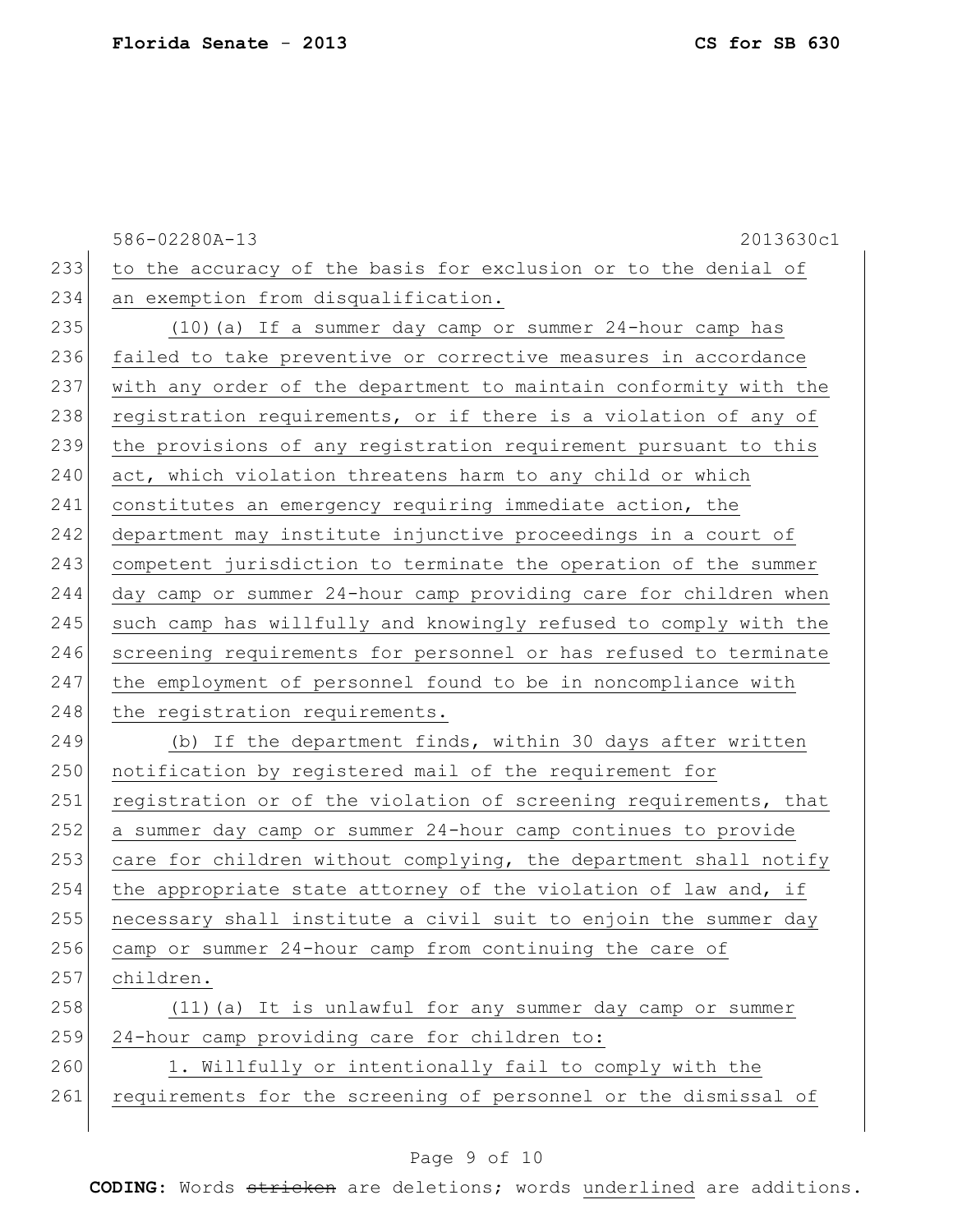to the accuracy of the basis for exclusion or to the denial of an exemption from disqualification.

(10)(a) If a summer day camp or summer 24-hour camp has failed to take preventive or corrective measures in accordance with any order of the department to maintain conformity with the registration requirements, or if there is a violation of any of the provisions of any registration requirement pursuant to this act, which violation threatens harm to any child or which constitutes an emergency requiring immediate action, the department may institute injunctive proceedings in a court of competent jurisdiction to terminate the operation of the summer day camp or summer 24-hour camp providing care for children when such camp has willfully and knowingly refused to comply with the screening requirements for personnel or has refused to terminate the employment of personnel found to be in noncompliance with the registration requirements.

(b) If the department finds, within 30 days after written notification by registered mail of the requirement for registration or of the violation of screening requirements, that a summer day camp or summer 24-hour camp continues to provide care for children without complying, the department shall notify the appropriate state attorney of the violation of law and, if necessary shall institute a civil suit to enjoin the summer day camp or summer 24-hour camp from continuing the care of children.

(11)(a) It is unlawful for any summer day camp or summer 24-hour camp providing care for children to:

1. Willfully or intentionally fail to comply with the requirements for the screening of personnel or the dismissal of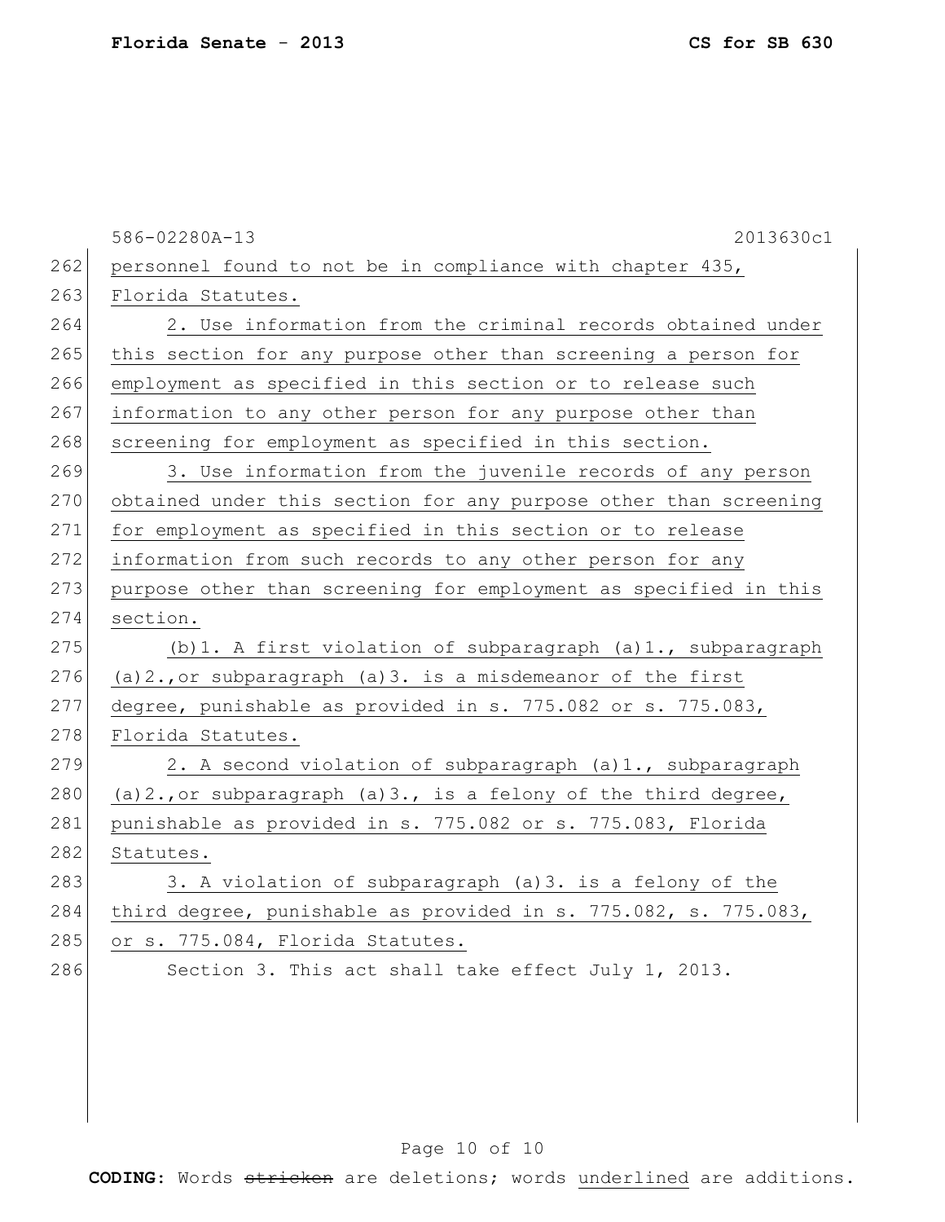personnel found to not be in compliance with chapter 435, Florida Statutes.

2. Use information from the criminal records obtained under this section for any purpose other than screening a person for employment as specified in this section or to release such information to any other person for any purpose other than screening for employment as specified in this section.

3. Use information from the juvenile records of any person obtained under this section for any purpose other than screening for employment as specified in this section or to release information from such records to any other person for any purpose other than screening for employment as specified in this section.

(b)1. A first violation of subparagraph (a)1., subparagraph (a)2.,or subparagraph (a)3. is a misdemeanor of the first degree, punishable as provided in s. 775.082 or s. 775.083, Florida Statutes.

2. A second violation of subparagraph (a)1., subparagraph (a)2.,or subparagraph (a)3., is a felony of the third degree, punishable as provided in s. 775.082 or s. 775.083, Florida Statutes.

3. A violation of subparagraph (a)3. is a felony of the third degree, punishable as provided in s. 775.082, s. 775.083, or s. 775.084, Florida Statutes.

Section 3. This act shall take effect July 1, 2013.